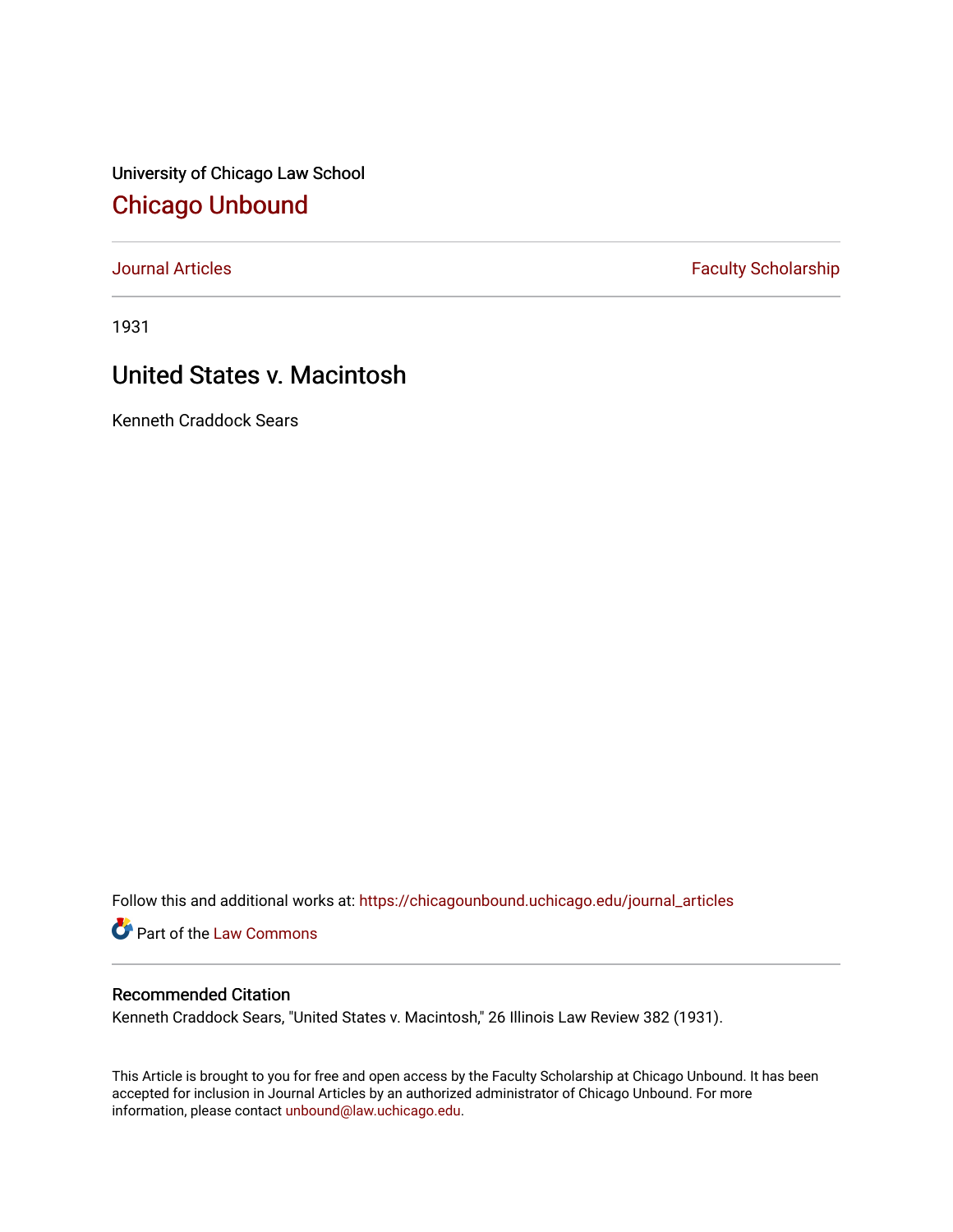University of Chicago Law School

# Chicago Unbound

Journal Articles | Faculty Scholarship

1931

## United States v. Macintosh

Kenneth Craddock Sears

Follow this and additional works at: https://chicagounbound.uchicago.edu/journal_articles

Part of the Law Commons

### Recommended Citation

Kenneth Craddock Sears, "United States v. Macintosh," 26 Illinois Law Review 382 (1931).

This Article is brought to you for free and open access by the Faculty Scholarship at Chicago Unbound. It has been accepted for inclusion in Journal Articles by an authorized administrator of Chicago Unbound. For more information, please contact unbound@law.uchicago.edu.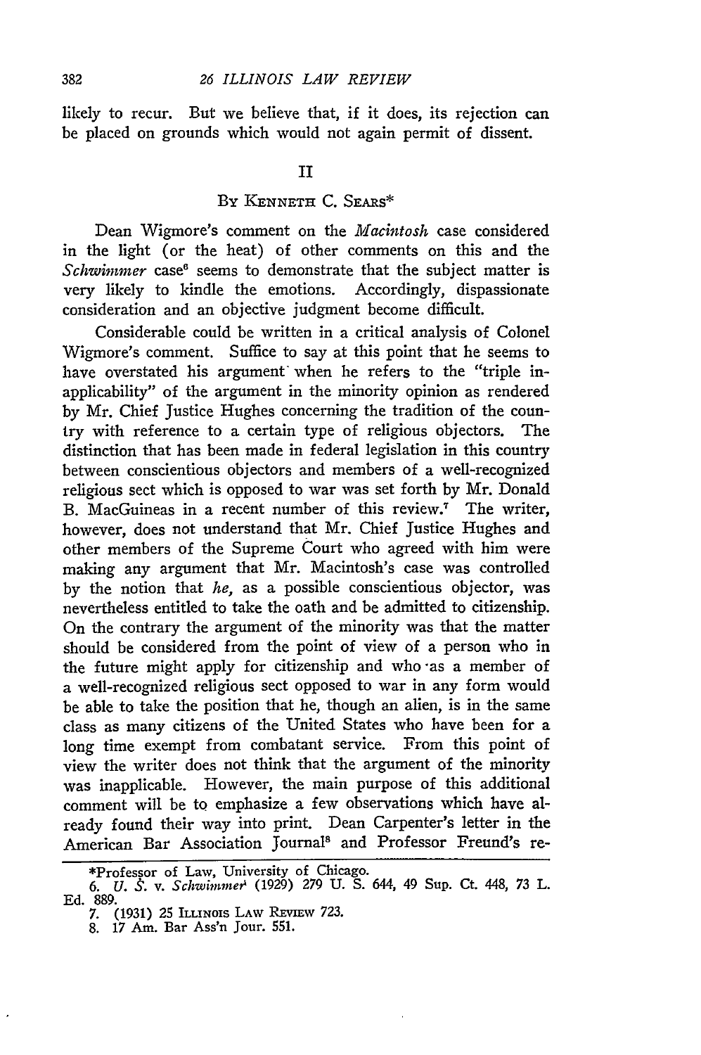likely to recur. But we believe that, if it does, its rejection can be placed on grounds which would not again permit of dissent.

## II

### By Kenneth C. Sears*

Dean Wigmore's comment on the *Macintosh* case considered in the light (or the heat) of other comments on this and the *Schwimmer* case[6] seems to demonstrate that the subject matter is very likely to kindle the emotions. Accordingly, dispassionate consideration and an objective judgment become difficult.

Considerable could be written in a critical analysis of Colonel Wigmore's comment. Suffice to say at this point that he seems to have overstated his argument when he refers to the "triple inapplicability" of the argument in the minority opinion as rendered by Mr. Chief Justice Hughes concerning the tradition of the country with reference to a certain type of religious objectors. The distinction that has been made in federal legislation in this country between conscientious objectors and members of a well-recognized religious sect which is opposed to war was set forth by Mr. Donald B. MacGuineas in a recent number of this review.[7] The writer, however, does not understand that Mr. Chief Justice Hughes and other members of the Supreme Court who agreed with him were making any argument that Mr. Macintosh's case was controlled by the notion that *he*, as a possible conscientious objector, was nevertheless entitled to take the oath and be admitted to citizenship. On the contrary the argument of the minority was that the matter should be considered from the point of view of a person who in the future might apply for citizenship and who as a member of a well-recognized religious sect opposed to war in any form would be able to take the position that he, though an alien, is in the same class as many citizens of the United States who have been for a long time exempt from combatant service. From this point of view the writer does not think that the argument of the minority was inapplicable. However, the main purpose of this additional comment will be to emphasize a few observations which have already found their way into print. Dean Carpenter's letter in the American Bar Association Journal[8] and Professor Freund's re-

---

*Professor of Law, University of Chicago.

6. *U. S.* v. *Schwimmer* (1929) 279 U. S. 644, 49 Sup. Ct. 448, 73 L. Ed. 889.

7. (1931) 25 Illinois Law Review 723.

8. 17 Am. Bar Ass'n Jour. 551.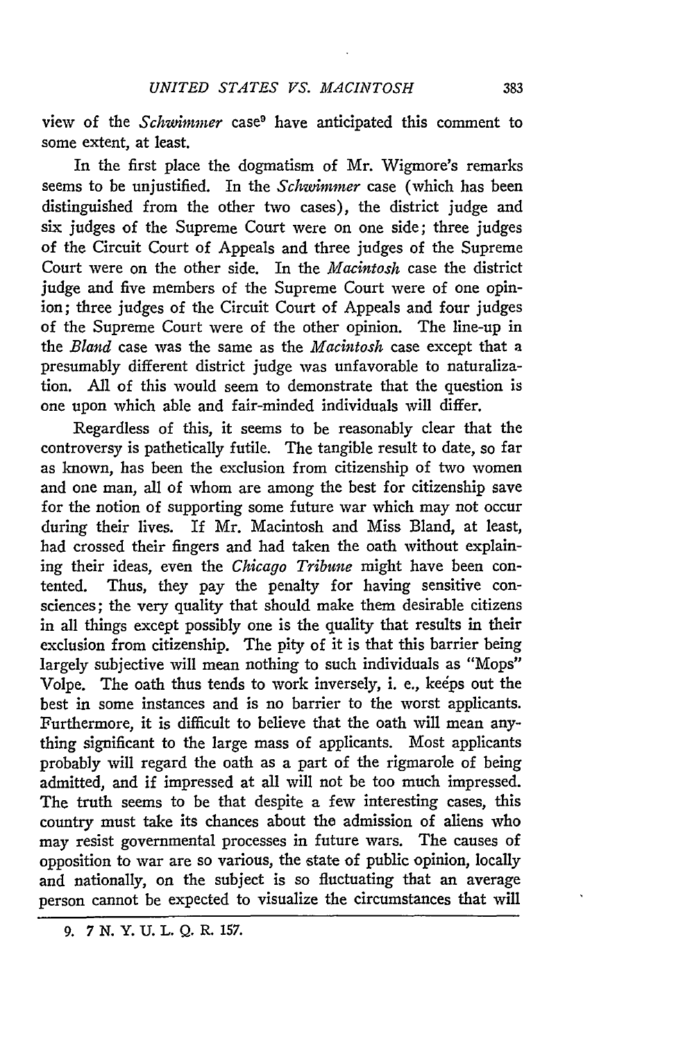view of the *Schwimmer* case[9] have anticipated this comment to some extent, at least.

In the first place the dogmatism of Mr. Wigmore's remarks seems to be unjustified. In the *Schwimmer* case (which has been distinguished from the other two cases), the district judge and six judges of the Supreme Court were on one side; three judges of the Circuit Court of Appeals and three judges of the Supreme Court were on the other side. In the *Macintosh* case the district judge and five members of the Supreme Court were of one opinion; three judges of the Circuit Court of Appeals and four judges of the Supreme Court were of the other opinion. The line-up in the *Bland* case was the same as the *Macintosh* case except that a presumably different district judge was unfavorable to naturalization. All of this would seem to demonstrate that the question is one upon which able and fair-minded individuals will differ.

Regardless of this, it seems to be reasonably clear that the controversy is pathetically futile. The tangible result to date, so far as known, has been the exclusion from citizenship of two women and one man, all of whom are among the best for citizenship save for the notion of supporting some future war which may not occur during their lives. If Mr. Macintosh and Miss Bland, at least, had crossed their fingers and had taken the oath without explaining their ideas, even the *Chicago Tribune* might have been contented. Thus, they pay the penalty for having sensitive consciences; the very quality that should make them desirable citizens in all things except possibly one is the quality that results in their exclusion from citizenship. The pity of it is that this barrier being largely subjective will mean nothing to such individuals as "Mops" Volpe. The oath thus tends to work inversely, i. e., keeps out the best in some instances and is no barrier to the worst applicants. Furthermore, it is difficult to believe that the oath will mean anything significant to the large mass of applicants. Most applicants probably will regard the oath as a part of the rigmarole of being admitted, and if impressed at all will not be too much impressed. The truth seems to be that despite a few interesting cases, this country must take its chances about the admission of aliens who may resist governmental processes in future wars. The causes of opposition to war are so various, the state of public opinion, locally and nationally, on the subject is so fluctuating that an average person cannot be expected to visualize the circumstances that will

9. 7 N. Y. U. L. Q. R. 157.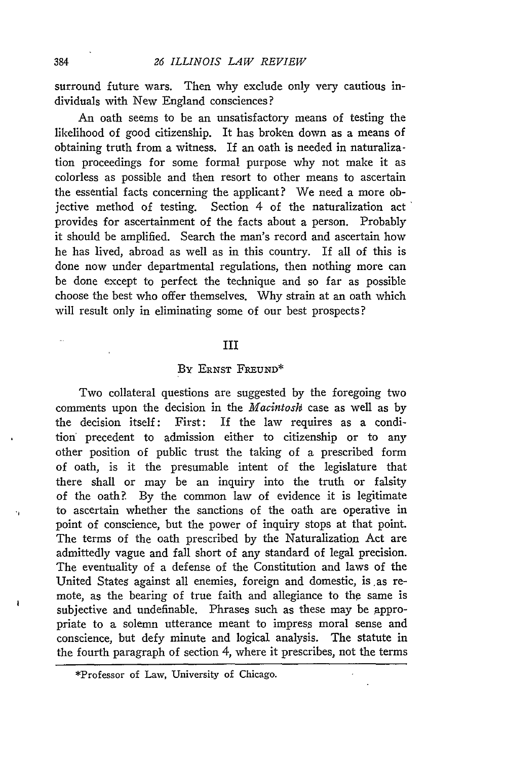surround future wars. Then why exclude only very cautious individuals with New England consciences?

An oath seems to be an unsatisfactory means of testing the likelihood of good citizenship. It has broken down as a means of obtaining truth from a witness. If an oath is needed in naturalization proceedings for some formal purpose why not make it as colorless as possible and then resort to other means to ascertain the essential facts concerning the applicant? We need a more objective method of testing. Section 4 of the naturalization act provides for ascertainment of the facts about a person. Probably it should be amplified. Search the man's record and ascertain how he has lived, abroad as well as in this country. If all of this is done now under departmental regulations, then nothing more can be done except to perfect the technique and so far as possible choose the best who offer themselves. Why strain at an oath which will result only in eliminating some of our best prospects?

## III

### By Ernst Freund*

Two collateral questions are suggested by the foregoing two comments upon the decision in the *Macintosh* case as well as by the decision itself: First: If the law requires as a condition precedent to admission either to citizenship or to any other position of public trust the taking of a prescribed form of oath, is it the presumable intent of the legislature that there shall or may be an inquiry into the truth or falsity of the oath? By the common law of evidence it is legitimate to ascertain whether the sanctions of the oath are operative in point of conscience, but the power of inquiry stops at that point. The terms of the oath prescribed by the Naturalization Act are admittedly vague and fall short of any standard of legal precision. The eventuality of a defense of the Constitution and laws of the United States against all enemies, foreign and domestic, is as remote, as the bearing of true faith and allegiance to the same is subjective and undefinable. Phrases such as these may be appropriate to a solemn utterance meant to impress moral sense and conscience, but defy minute and logical analysis. The statute in the fourth paragraph of section 4, where it prescribes, not the terms

---

*Professor of Law, University of Chicago.